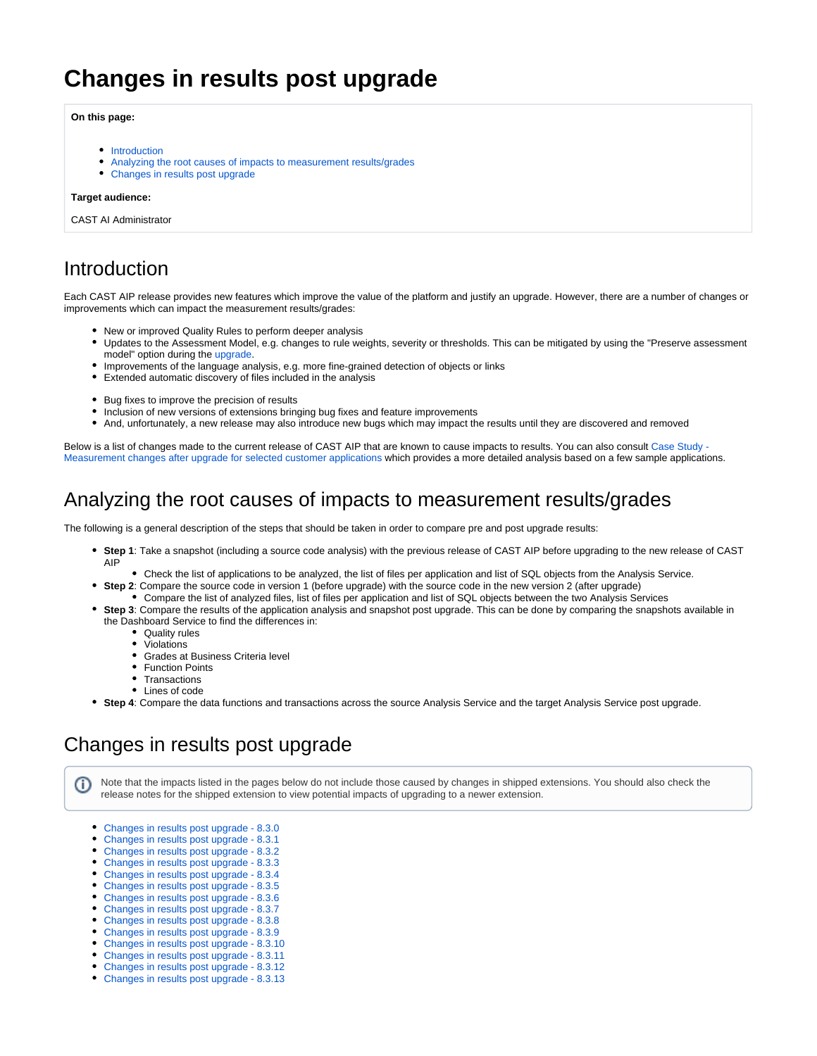# Changes in results post upgrade

**On this page:**

- Introduction
- Analyzing the root causes of impacts to measurement results/grades
- Changes in results post upgrade

**Target audience:**

CAST AI Administrator

## Introduction

Each CAST AIP release provides new features which improve the value of the platform and justify an upgrade. However, there are a number of changes or improvements which can impact the measurement results/grades:

- New or improved Quality Rules to perform deeper analysis
- Updates to the Assessment Model, e.g. changes to rule weights, severity or thresholds. This can be mitigated by using the "Preserve assessment model" option during the upgrade.
- Improvements of the language analysis, e.g. more fine-grained detection of objects or links
- Extended automatic discovery of files included in the analysis

- Bug fixes to improve the precision of results
- Inclusion of new versions of extensions bringing bug fixes and feature improvements
- And, unfortunately, a new release may also introduce new bugs which may impact the results until they are discovered and removed

Below is a list of changes made to the current release of CAST AIP that are known to cause impacts to results. You can also consult Case Study - Measurement changes after upgrade for selected customer applications which provides a more detailed analysis based on a few sample applications.

## Analyzing the root causes of impacts to measurement results/grades

The following is a general description of the steps that should be taken in order to compare pre and post upgrade results:

- **Step 1**: Take a snapshot (including a source code analysis) with the previous release of CAST AIP before upgrading to the new release of CAST AIP
  - Check the list of applications to be analyzed, the list of files per application and list of SQL objects from the Analysis Service.
- **Step 2**: Compare the source code in version 1 (before upgrade) with the source code in the new version 2 (after upgrade)
  - Compare the list of analyzed files, list of files per application and list of SQL objects between the two Analysis Services
- **Step 3**: Compare the results of the application analysis and snapshot post upgrade. This can be done by comparing the snapshots available in the Dashboard Service to find the differences in:
  - Quality rules
  - Violations
  - Grades at Business Criteria level
  - Function Points
  - Transactions
  - Lines of code
- **Step 4**: Compare the data functions and transactions across the source Analysis Service and the target Analysis Service post upgrade.

## Changes in results post upgrade

Note that the impacts listed in the pages below do not include those caused by changes in shipped extensions. You should also check the release notes for the shipped extension to view potential impacts of upgrading to a newer extension.

- Changes in results post upgrade - 8.3.0
- Changes in results post upgrade - 8.3.1
- Changes in results post upgrade - 8.3.2
- Changes in results post upgrade - 8.3.3
- Changes in results post upgrade - 8.3.4
- Changes in results post upgrade - 8.3.5
- Changes in results post upgrade - 8.3.6
- Changes in results post upgrade - 8.3.7
- Changes in results post upgrade - 8.3.8
- Changes in results post upgrade - 8.3.9
- Changes in results post upgrade - 8.3.10
- Changes in results post upgrade - 8.3.11
- Changes in results post upgrade - 8.3.12
- Changes in results post upgrade - 8.3.13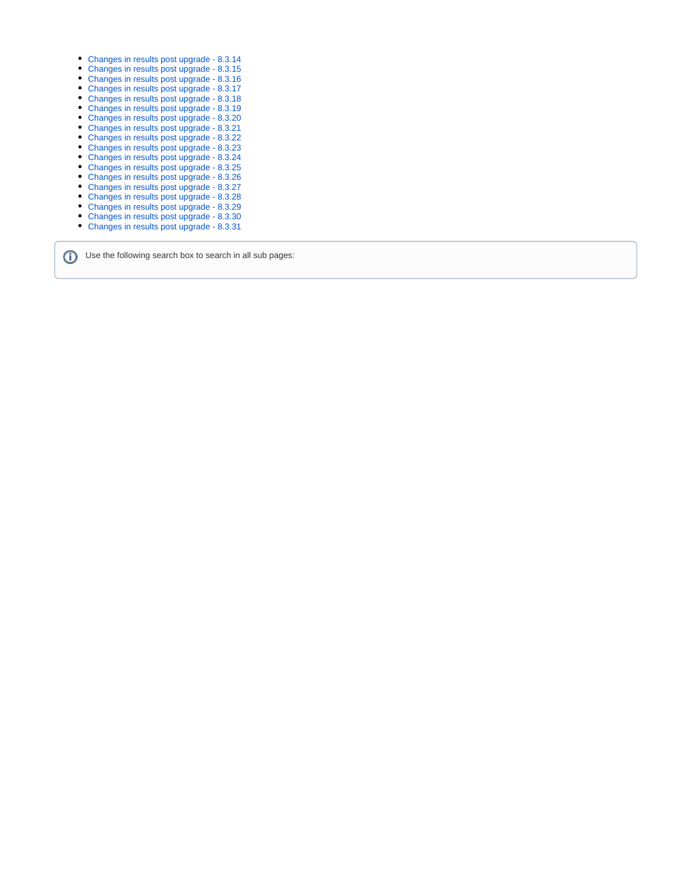- Changes in results post upgrade - 8.3.14
- Changes in results post upgrade - 8.3.15
- Changes in results post upgrade - 8.3.16
- Changes in results post upgrade - 8.3.17
- Changes in results post upgrade - 8.3.18
- Changes in results post upgrade - 8.3.19
- Changes in results post upgrade - 8.3.20
- Changes in results post upgrade - 8.3.21
- Changes in results post upgrade - 8.3.22
- Changes in results post upgrade - 8.3.23
- Changes in results post upgrade - 8.3.24
- Changes in results post upgrade - 8.3.25
- Changes in results post upgrade - 8.3.26
- Changes in results post upgrade - 8.3.27
- Changes in results post upgrade - 8.3.28
- Changes in results post upgrade - 8.3.29
- Changes in results post upgrade - 8.3.30
- Changes in results post upgrade - 8.3.31

> Use the following search box to search in all sub pages: